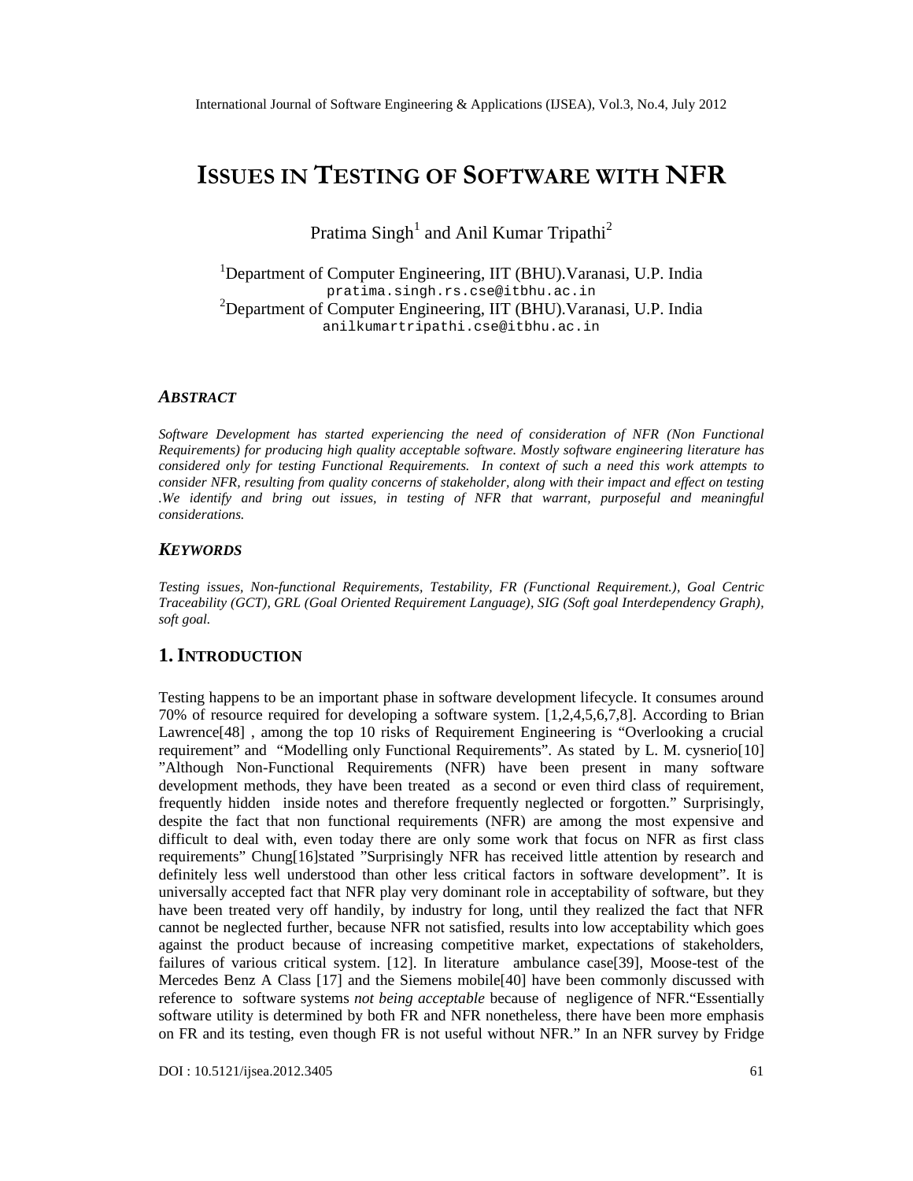# ISSUES IN TESTING OF SOFTWARE WITH NFR

Pratima Singh[1] and Anil Kumar Tripathi[2]

[1]Department of Computer Engineering, IIT (BHU).Varanasi, U.P. India
pratima.singh.rs.cse@itbhu.ac.in
[2]Department of Computer Engineering, IIT (BHU).Varanasi, U.P. India
anilkumartripathi.cse@itbhu.ac.in

### *ABSTRACT*

*Software Development has started experiencing the need of consideration of NFR (Non Functional Requirements) for producing high quality acceptable software. Mostly software engineering literature has considered only for testing Functional Requirements. In context of such a need this work attempts to consider NFR, resulting from quality concerns of stakeholder, along with their impact and effect on testing .We identify and bring out issues, in testing of NFR that warrant, purposeful and meaningful considerations.*

### *KEYWORDS*

*Testing issues, Non-functional Requirements, Testability, FR (Functional Requirement.), Goal Centric Traceability (GCT), GRL (Goal Oriented Requirement Language), SIG (Soft goal Interdependency Graph), soft goal.*

## 1. INTRODUCTION

Testing happens to be an important phase in software development lifecycle. It consumes around 70% of resource required for developing a software system. [1,2,4,5,6,7,8]. According to Brian Lawrence[48] , among the top 10 risks of Requirement Engineering is "Overlooking a crucial requirement" and "Modelling only Functional Requirements". As stated by L. M. cysnerio[10] "Although Non-Functional Requirements (NFR) have been present in many software development methods, they have been treated as a second or even third class of requirement, frequently hidden inside notes and therefore frequently neglected or forgotten." Surprisingly, despite the fact that non functional requirements (NFR) are among the most expensive and difficult to deal with, even today there are only some work that focus on NFR as first class requirements" Chung[16]stated "Surprisingly NFR has received little attention by research and definitely less well understood than other less critical factors in software development". It is universally accepted fact that NFR play very dominant role in acceptability of software, but they have been treated very off handily, by industry for long, until they realized the fact that NFR cannot be neglected further, because NFR not satisfied, results into low acceptability which goes against the product because of increasing competitive market, expectations of stakeholders, failures of various critical system. [12]. In literature ambulance case[39], Moose-test of the Mercedes Benz A Class [17] and the Siemens mobile[40] have been commonly discussed with reference to software systems *not being acceptable* because of negligence of NFR."Essentially software utility is determined by both FR and NFR nonetheless, there have been more emphasis on FR and its testing, even though FR is not useful without NFR." In an NFR survey by Fridge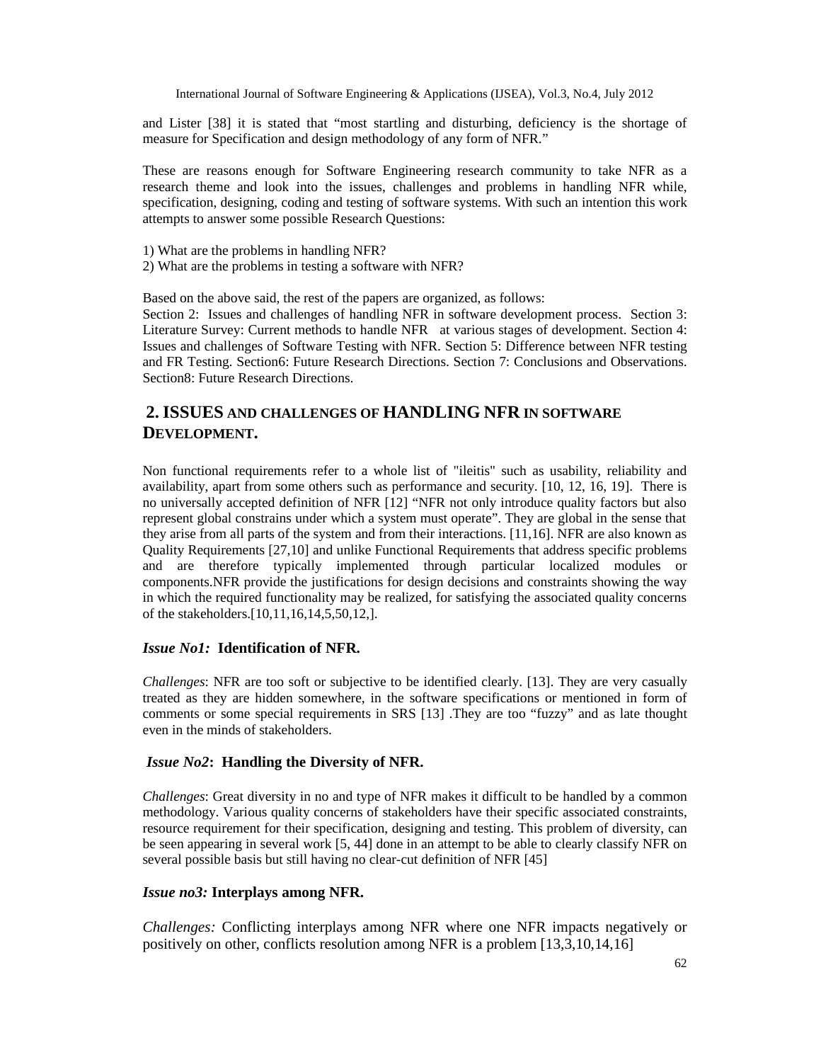and Lister [38] it is stated that "most startling and disturbing, deficiency is the shortage of measure for Specification and design methodology of any form of NFR."

These are reasons enough for Software Engineering research community to take NFR as a research theme and look into the issues, challenges and problems in handling NFR while, specification, designing, coding and testing of software systems. With such an intention this work attempts to answer some possible Research Questions:

1) What are the problems in handling NFR?
2) What are the problems in testing a software with NFR?

Based on the above said, the rest of the papers are organized, as follows:

Section 2: Issues and challenges of handling NFR in software development process. Section 3: Literature Survey: Current methods to handle NFR at various stages of development. Section 4: Issues and challenges of Software Testing with NFR. Section 5: Difference between NFR testing and FR Testing. Section6: Future Research Directions. Section 7: Conclusions and Observations. Section8: Future Research Directions.

## 2. ISSUES AND CHALLENGES OF HANDLING NFR IN SOFTWARE DEVELOPMENT.

Non functional requirements refer to a whole list of "ileitis" such as usability, reliability and availability, apart from some others such as performance and security. [10, 12, 16, 19]. There is no universally accepted definition of NFR [12] "NFR not only introduce quality factors but also represent global constrains under which a system must operate". They are global in the sense that they arise from all parts of the system and from their interactions. [11,16]. NFR are also known as Quality Requirements [27,10] and unlike Functional Requirements that address specific problems and are therefore typically implemented through particular localized modules or components.NFR provide the justifications for design decisions and constraints showing the way in which the required functionality may be realized, for satisfying the associated quality concerns of the stakeholders.[10,11,16,14,5,50,12,].

### *Issue No1:* Identification of NFR.

*Challenges*: NFR are too soft or subjective to be identified clearly. [13]. They are very casually treated as they are hidden somewhere, in the software specifications or mentioned in form of comments or some special requirements in SRS [13] .They are too "fuzzy" and as late thought even in the minds of stakeholders.

### *Issue No2*: Handling the Diversity of NFR.

*Challenges*: Great diversity in no and type of NFR makes it difficult to be handled by a common methodology. Various quality concerns of stakeholders have their specific associated constraints, resource requirement for their specification, designing and testing. This problem of diversity, can be seen appearing in several work [5, 44] done in an attempt to be able to clearly classify NFR on several possible basis but still having no clear-cut definition of NFR [45]

### *Issue no3:* Interplays among NFR.

*Challenges:* Conflicting interplays among NFR where one NFR impacts negatively or positively on other, conflicts resolution among NFR is a problem [13,3,10,14,16]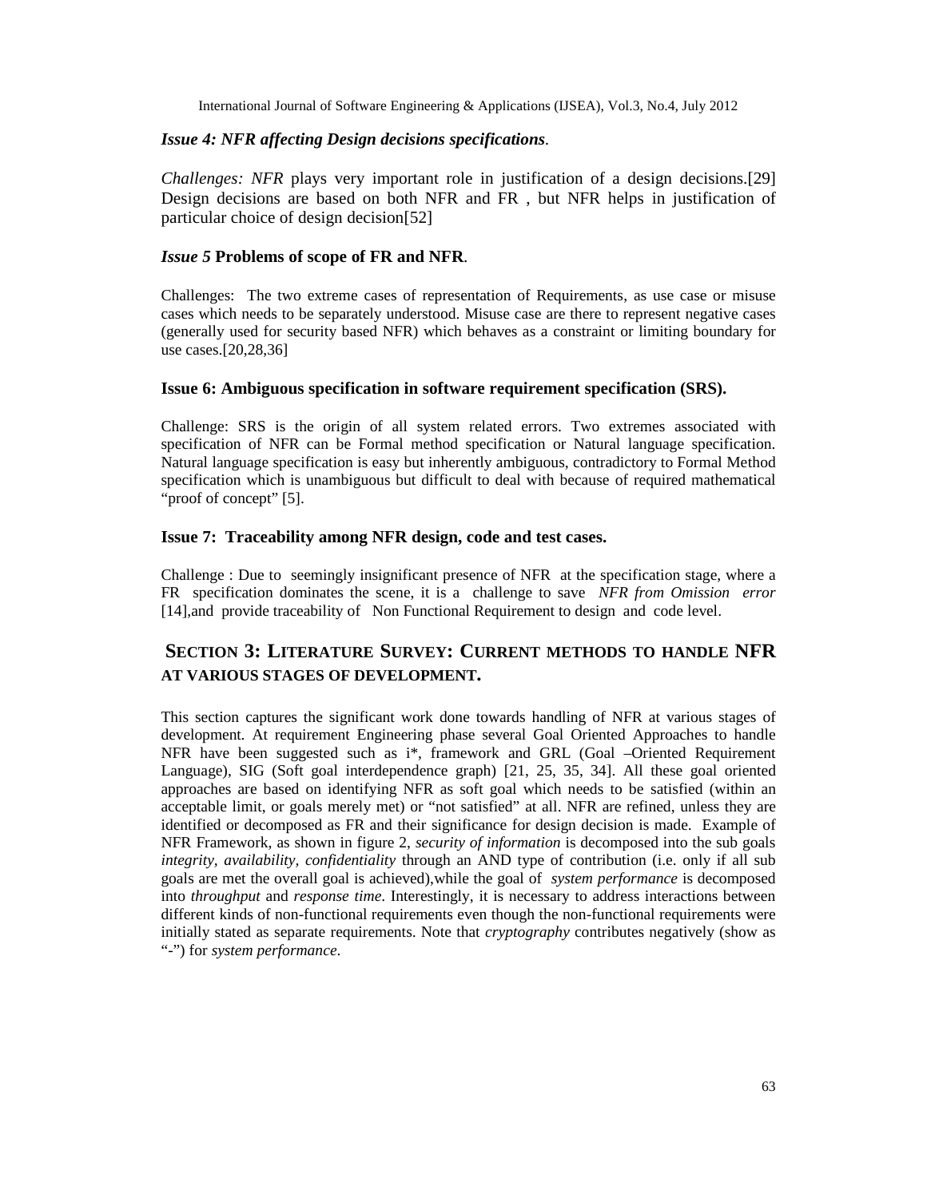### *Issue 4: NFR affecting Design decisions specifications*.

*Challenges: NFR* plays very important role in justification of a design decisions.[29] Design decisions are based on both NFR and FR , but NFR helps in justification of particular choice of design decision[52]

### *Issue 5* **Problems of scope of FR and NFR**.

Challenges: The two extreme cases of representation of Requirements, as use case or misuse cases which needs to be separately understood. Misuse case are there to represent negative cases (generally used for security based NFR) which behaves as a constraint or limiting boundary for use cases.[20,28,36]

### Issue 6: Ambiguous specification in software requirement specification (SRS).

Challenge: SRS is the origin of all system related errors. Two extremes associated with specification of NFR can be Formal method specification or Natural language specification. Natural language specification is easy but inherently ambiguous, contradictory to Formal Method specification which is unambiguous but difficult to deal with because of required mathematical "proof of concept" [5].

### Issue 7: Traceability among NFR design, code and test cases.

Challenge : Due to seemingly insignificant presence of NFR at the specification stage, where a FR specification dominates the scene, it is a challenge to save *NFR from Omission error* [14],and provide traceability of Non Functional Requirement to design and code level.

## SECTION 3: LITERATURE SURVEY: CURRENT METHODS TO HANDLE NFR AT VARIOUS STAGES OF DEVELOPMENT.

This section captures the significant work done towards handling of NFR at various stages of development. At requirement Engineering phase several Goal Oriented Approaches to handle NFR have been suggested such as i*, framework and GRL (Goal –Oriented Requirement Language), SIG (Soft goal interdependence graph) [21, 25, 35, 34]. All these goal oriented approaches are based on identifying NFR as soft goal which needs to be satisfied (within an acceptable limit, or goals merely met) or "not satisfied" at all. NFR are refined, unless they are identified or decomposed as FR and their significance for design decision is made. Example of NFR Framework, as shown in figure 2, *security of information* is decomposed into the sub goals *integrity, availability, confidentiality* through an AND type of contribution (i.e. only if all sub goals are met the overall goal is achieved),while the goal of *system performance* is decomposed into *throughput* and *response time*. Interestingly, it is necessary to address interactions between different kinds of non-functional requirements even though the non-functional requirements were initially stated as separate requirements. Note that *cryptography* contributes negatively (show as "-") for *system performance*.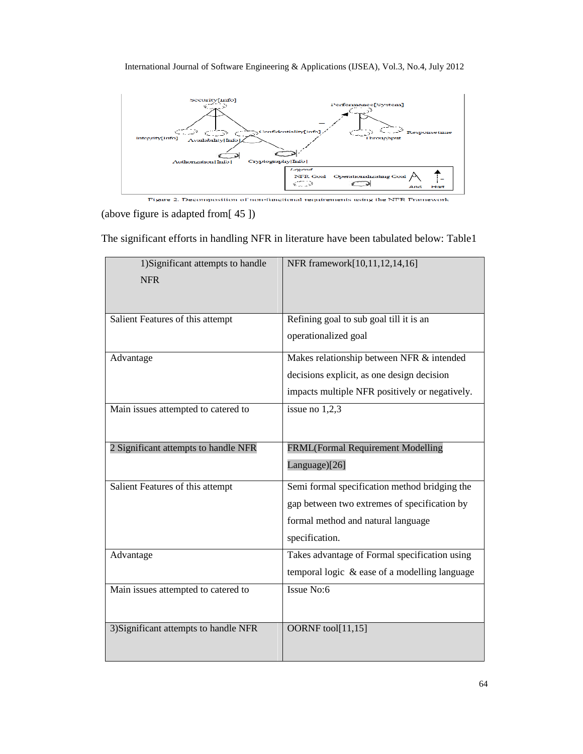Figure 2. Decomposition of non-functional requirements using the NFR Framework

(above figure is adapted from[ 45 ])

The significant efforts in handling NFR in literature have been tabulated below: Table1

| 1)Significant attempts to handle NFR | NFR framework[10,11,12,14,16] |
|---|---|
| Salient Features of this attempt | Refining goal to sub goal till it is an operationalized goal |
| Advantage | Makes relationship between NFR & intended decisions explicit, as one design decision impacts multiple NFR positively or negatively. |
| Main issues attempted to catered to | issue no 1,2,3 |
| 2 Significant attempts to handle NFR | FRML(Formal Requirement Modelling Language)[26] |
| Salient Features of this attempt | Semi formal specification method bridging the gap between two extremes of specification by formal method and natural language specification. |
| Advantage | Takes advantage of Formal specification using temporal logic & ease of a modelling language |
| Main issues attempted to catered to | Issue No:6 |
| 3)Significant attempts to handle NFR | OORNF tool[11,15] |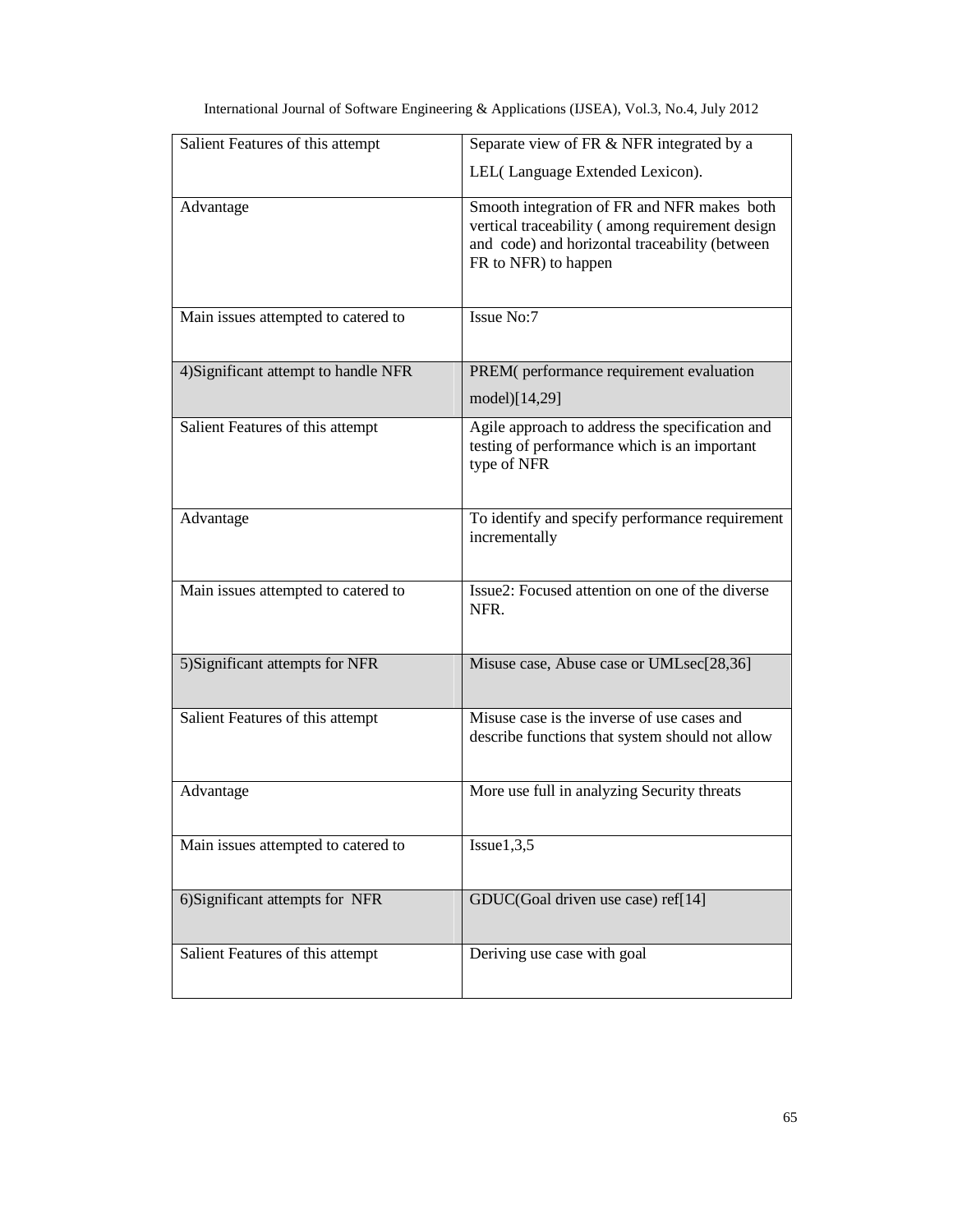| | |
|---|---|
| Salient Features of this attempt | Separate view of FR & NFR integrated by a LEL( Language Extended Lexicon). |
| Advantage | Smooth integration of FR and NFR makes both vertical traceability ( among requirement design and code) and horizontal traceability (between FR to NFR) to happen |
| Main issues attempted to catered to | Issue No:7 |
| 4)Significant attempt to handle NFR | PREM( performance requirement evaluation model)[14,29] |
| Salient Features of this attempt | Agile approach to address the specification and testing of performance which is an important type of NFR |
| Advantage | To identify and specify performance requirement incrementally |
| Main issues attempted to catered to | Issue2: Focused attention on one of the diverse NFR. |
| 5)Significant attempts for NFR | Misuse case, Abuse case or UMLsec[28,36] |
| Salient Features of this attempt | Misuse case is the inverse of use cases and describe functions that system should not allow |
| Advantage | More use full in analyzing Security threats |
| Main issues attempted to catered to | Issue1,3,5 |
| 6)Significant attempts for NFR | GDUC(Goal driven use case) ref[14] |
| Salient Features of this attempt | Deriving use case with goal |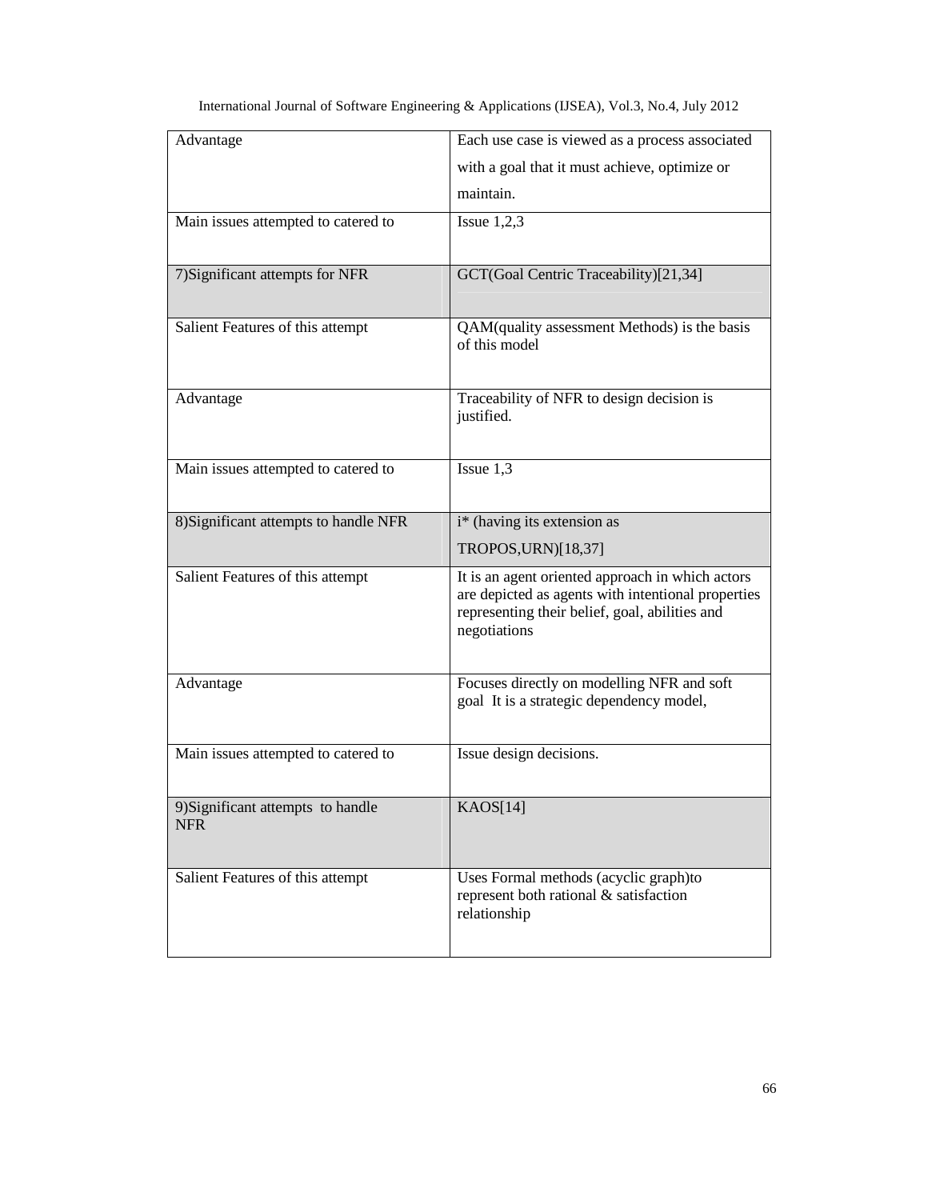| Advantage | Each use case is viewed as a process associated with a goal that it must achieve, optimize or maintain. |
|---|---|
| Main issues attempted to catered to | Issue 1,2,3 |
| 7)Significant attempts for NFR | GCT(Goal Centric Traceability)[21,34] |
| Salient Features of this attempt | QAM(quality assessment Methods) is the basis of this model |
| Advantage | Traceability of NFR to design decision is justified. |
| Main issues attempted to catered to | Issue 1,3 |
| 8)Significant attempts to handle NFR | i* (having its extension as TROPOS,URN)[18,37] |
| Salient Features of this attempt | It is an agent oriented approach in which actors are depicted as agents with intentional properties representing their belief, goal, abilities and negotiations |
| Advantage | Focuses directly on modelling NFR and soft goal It is a strategic dependency model, |
| Main issues attempted to catered to | Issue design decisions. |
| 9)Significant attempts to handle NFR | KAOS[14] |
| Salient Features of this attempt | Uses Formal methods (acyclic graph)to represent both rational & satisfaction relationship |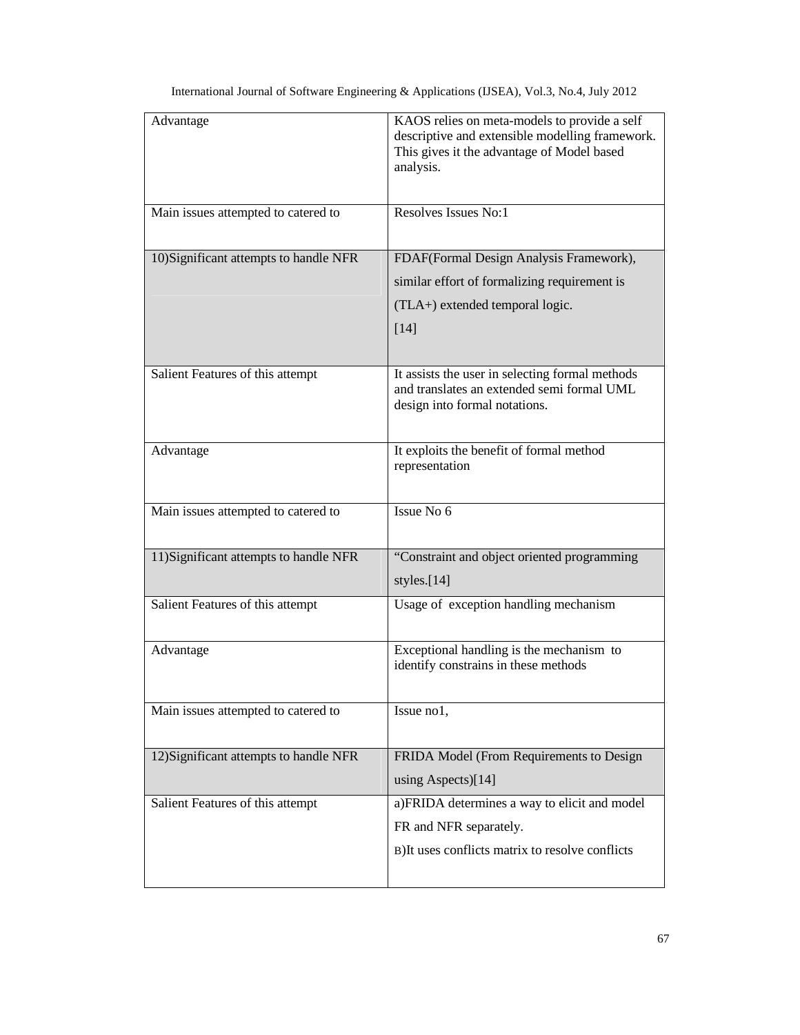| Advantage | KAOS relies on meta-models to provide a self descriptive and extensible modelling framework. This gives it the advantage of Model based analysis. |
| --- | --- |
| Main issues attempted to catered to | Resolves Issues No:1 |
| 10)Significant attempts to handle NFR | FDAF(Formal Design Analysis Framework), similar effort of formalizing requirement is (TLA+) extended temporal logic. [14] |
| Salient Features of this attempt | It assists the user in selecting formal methods and translates an extended semi formal UML design into formal notations. |
| Advantage | It exploits the benefit of formal method representation |
| Main issues attempted to catered to | Issue No 6 |
| 11)Significant attempts to handle NFR | "Constraint and object oriented programming styles.[14] |
| Salient Features of this attempt | Usage of exception handling mechanism |
| Advantage | Exceptional handling is the mechanism to identify constrains in these methods |
| Main issues attempted to catered to | Issue no1, |
| 12)Significant attempts to handle NFR | FRIDA Model (From Requirements to Design using Aspects)[14] |
| Salient Features of this attempt | a)FRIDA determines a way to elicit and model FR and NFR separately.<br>B)It uses conflicts matrix to resolve conflicts |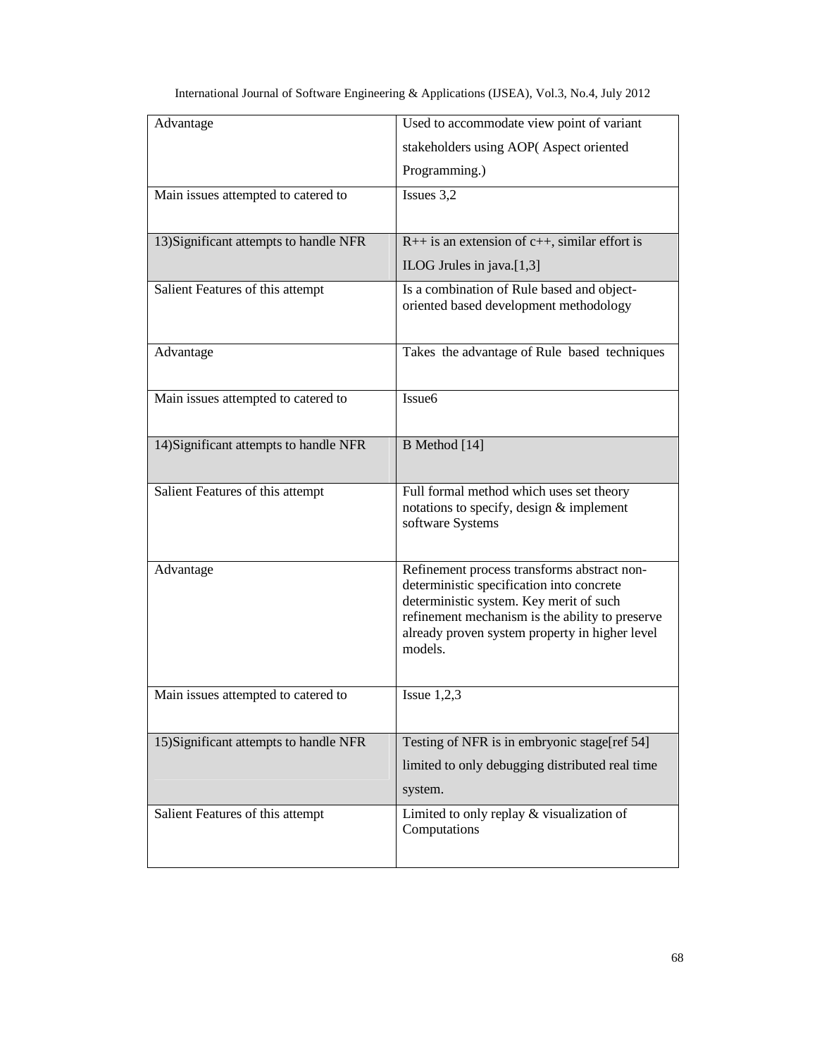| Advantage | Used to accommodate view point of variant stakeholders using AOP( Aspect oriented Programming.) |
|---|---|
| Main issues attempted to catered to | Issues 3,2 |
| 13)Significant attempts to handle NFR | R++ is an extension of c++, similar effort is ILOG Jrules in java.[1,3] |
| Salient Features of this attempt | Is a combination of Rule based and object-oriented based development methodology |
| Advantage | Takes the advantage of Rule based techniques |
| Main issues attempted to catered to | Issue6 |
| 14)Significant attempts to handle NFR | B Method [14] |
| Salient Features of this attempt | Full formal method which uses set theory notations to specify, design & implement software Systems |
| Advantage | Refinement process transforms abstract non-deterministic specification into concrete deterministic system. Key merit of such refinement mechanism is the ability to preserve already proven system property in higher level models. |
| Main issues attempted to catered to | Issue 1,2,3 |
| 15)Significant attempts to handle NFR | Testing of NFR is in embryonic stage[ref 54] limited to only debugging distributed real time system. |
| Salient Features of this attempt | Limited to only replay & visualization of Computations |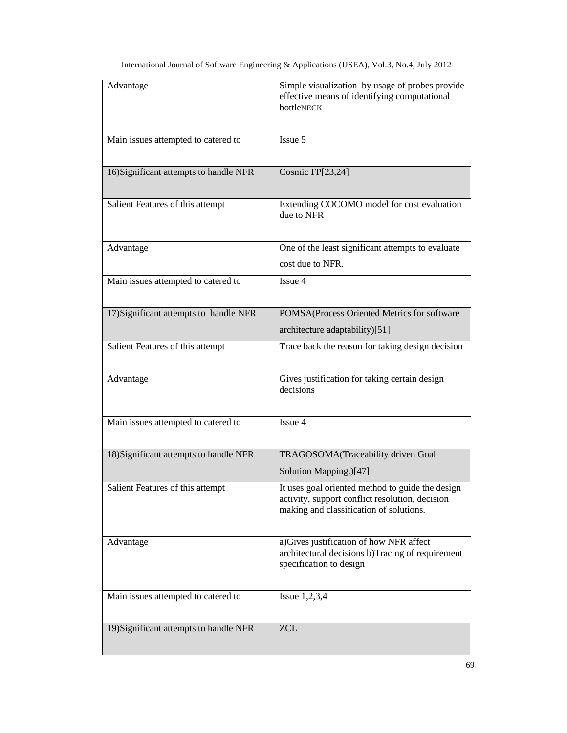| | |
|---|---|
| Advantage | Simple visualization by usage of probes provide effective means of identifying computational bottleNECK |
| Main issues attempted to catered to | Issue 5 |
| 16)Significant attempts to handle NFR | Cosmic FP[23,24] |
| Salient Features of this attempt | Extending COCOMO model for cost evaluation due to NFR |
| Advantage | One of the least significant attempts to evaluate cost due to NFR. |
| Main issues attempted to catered to | Issue 4 |
| 17)Significant attempts to handle NFR | POMSA(Process Oriented Metrics for software architecture adaptability)[51] |
| Salient Features of this attempt | Trace back the reason for taking design decision |
| Advantage | Gives justification for taking certain design decisions |
| Main issues attempted to catered to | Issue 4 |
| 18)Significant attempts to handle NFR | TRAGOSOMA(Traceability driven Goal Solution Mapping.)[47] |
| Salient Features of this attempt | It uses goal oriented method to guide the design activity, support conflict resolution, decision making and classification of solutions. |
| Advantage | a)Gives justification of how NFR affect architectural decisions b)Tracing of requirement specification to design |
| Main issues attempted to catered to | Issue 1,2,3,4 |
| 19)Significant attempts to handle NFR | ZCL |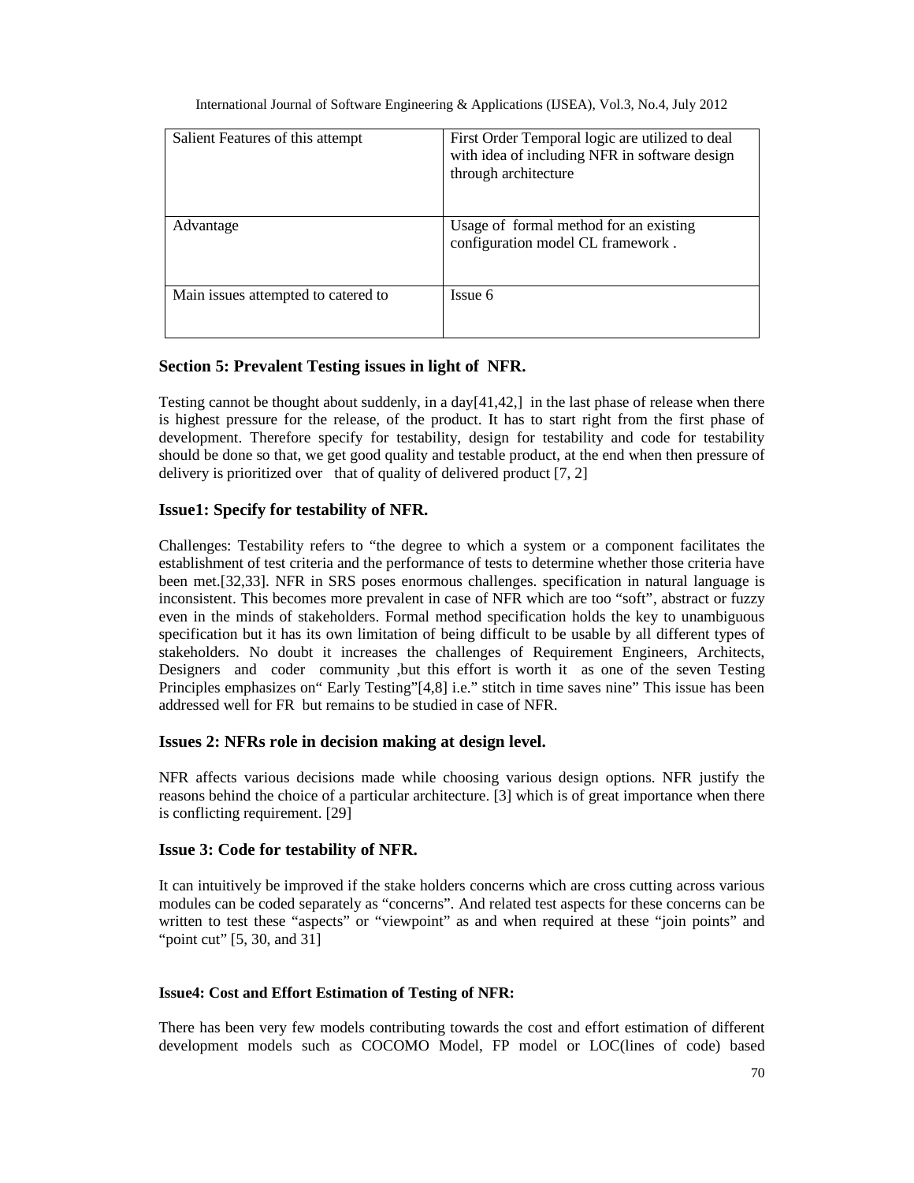| Salient Features of this attempt | First Order Temporal logic are utilized to deal with idea of including NFR in software design through architecture |
|---|---|
| Advantage | Usage of formal method for an existing configuration model CL framework . |
| Main issues attempted to catered to | Issue 6 |

## Section 5: Prevalent Testing issues in light of NFR.

Testing cannot be thought about suddenly, in a day[41,42,] in the last phase of release when there is highest pressure for the release, of the product. It has to start right from the first phase of development. Therefore specify for testability, design for testability and code for testability should be done so that, we get good quality and testable product, at the end when then pressure of delivery is prioritized over that of quality of delivered product [7, 2]

### Issue1: Specify for testability of NFR.

Challenges: Testability refers to "the degree to which a system or a component facilitates the establishment of test criteria and the performance of tests to determine whether those criteria have been met.[32,33]. NFR in SRS poses enormous challenges. specification in natural language is inconsistent. This becomes more prevalent in case of NFR which are too "soft", abstract or fuzzy even in the minds of stakeholders. Formal method specification holds the key to unambiguous specification but it has its own limitation of being difficult to be usable by all different types of stakeholders. No doubt it increases the challenges of Requirement Engineers, Architects, Designers and coder community ,but this effort is worth it as one of the seven Testing Principles emphasizes on" Early Testing"[4,8] i.e." stitch in time saves nine" This issue has been addressed well for FR but remains to be studied in case of NFR.

### Issues 2: NFRs role in decision making at design level.

NFR affects various decisions made while choosing various design options. NFR justify the reasons behind the choice of a particular architecture. [3] which is of great importance when there is conflicting requirement. [29]

### Issue 3: Code for testability of NFR.

It can intuitively be improved if the stake holders concerns which are cross cutting across various modules can be coded separately as "concerns". And related test aspects for these concerns can be written to test these "aspects" or "viewpoint" as and when required at these "join points" and "point cut" [5, 30, and 31]

**Issue4: Cost and Effort Estimation of Testing of NFR:**

There has been very few models contributing towards the cost and effort estimation of different development models such as COCOMO Model, FP model or LOC(lines of code) based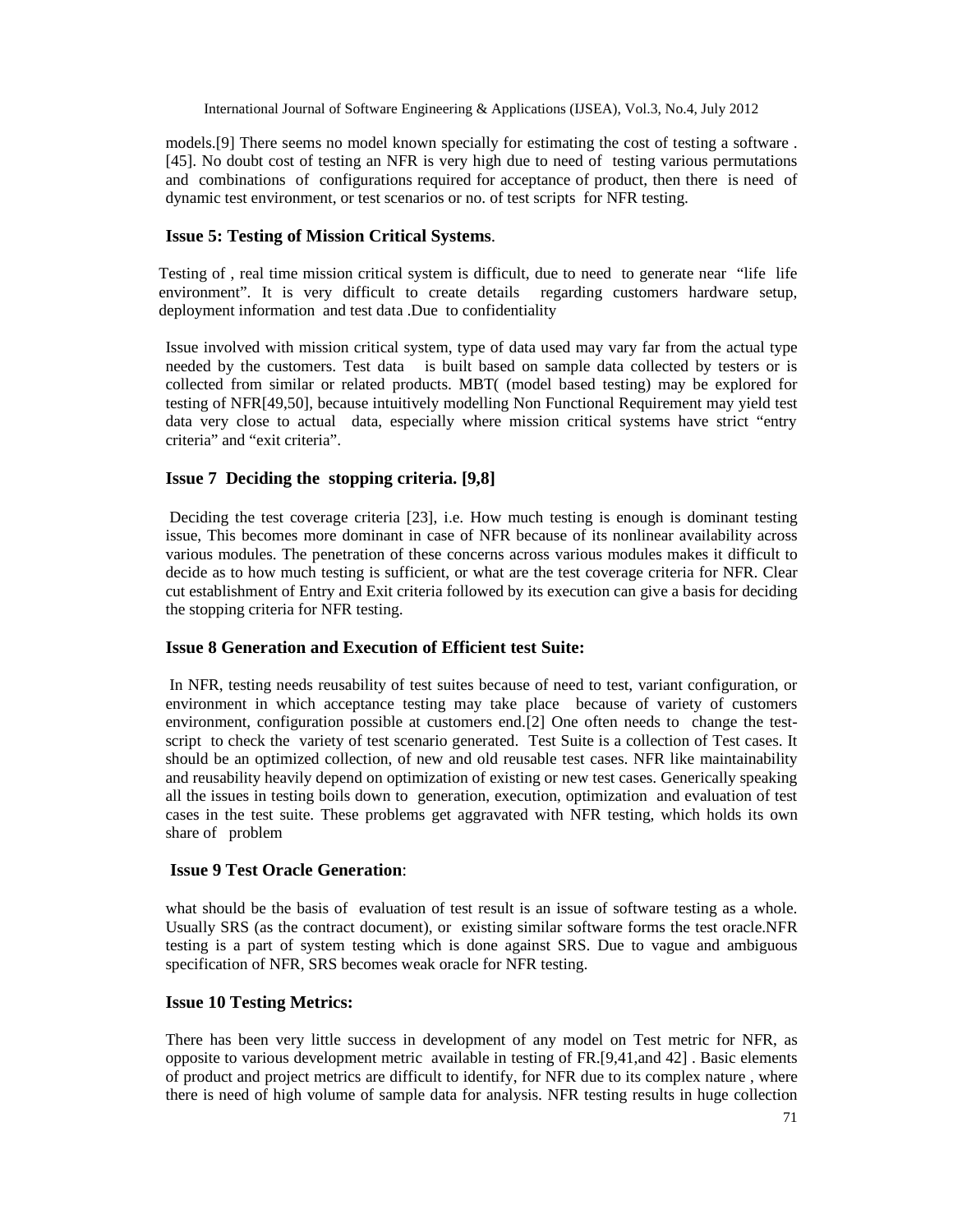models.[9] There seems no model known specially for estimating the cost of testing a software . [45]. No doubt cost of testing an NFR is very high due to need of testing various permutations and combinations of configurations required for acceptance of product, then there is need of dynamic test environment, or test scenarios or no. of test scripts for NFR testing.

### Issue 5: Testing of Mission Critical Systems.

Testing of , real time mission critical system is difficult, due to need to generate near "life life environment". It is very difficult to create details regarding customers hardware setup, deployment information and test data .Due to confidentiality

Issue involved with mission critical system, type of data used may vary far from the actual type needed by the customers. Test data is built based on sample data collected by testers or is collected from similar or related products. MBT( (model based testing) may be explored for testing of NFR[49,50], because intuitively modelling Non Functional Requirement may yield test data very close to actual data, especially where mission critical systems have strict "entry criteria" and "exit criteria".

### Issue 7 Deciding the stopping criteria. [9,8]

Deciding the test coverage criteria [23], i.e. How much testing is enough is dominant testing issue, This becomes more dominant in case of NFR because of its nonlinear availability across various modules. The penetration of these concerns across various modules makes it difficult to decide as to how much testing is sufficient, or what are the test coverage criteria for NFR. Clear cut establishment of Entry and Exit criteria followed by its execution can give a basis for deciding the stopping criteria for NFR testing.

### Issue 8 Generation and Execution of Efficient test Suite:

In NFR, testing needs reusability of test suites because of need to test, variant configuration, or environment in which acceptance testing may take place because of variety of customers environment, configuration possible at customers end.[2] One often needs to change the test-script to check the variety of test scenario generated. Test Suite is a collection of Test cases. It should be an optimized collection, of new and old reusable test cases. NFR like maintainability and reusability heavily depend on optimization of existing or new test cases. Generically speaking all the issues in testing boils down to generation, execution, optimization and evaluation of test cases in the test suite. These problems get aggravated with NFR testing, which holds its own share of problem

### Issue 9 Test Oracle Generation:

what should be the basis of evaluation of test result is an issue of software testing as a whole. Usually SRS (as the contract document), or existing similar software forms the test oracle.NFR testing is a part of system testing which is done against SRS. Due to vague and ambiguous specification of NFR, SRS becomes weak oracle for NFR testing.

### Issue 10 Testing Metrics:

There has been very little success in development of any model on Test metric for NFR, as opposite to various development metric available in testing of FR.[9,41,and 42] . Basic elements of product and project metrics are difficult to identify, for NFR due to its complex nature , where there is need of high volume of sample data for analysis. NFR testing results in huge collection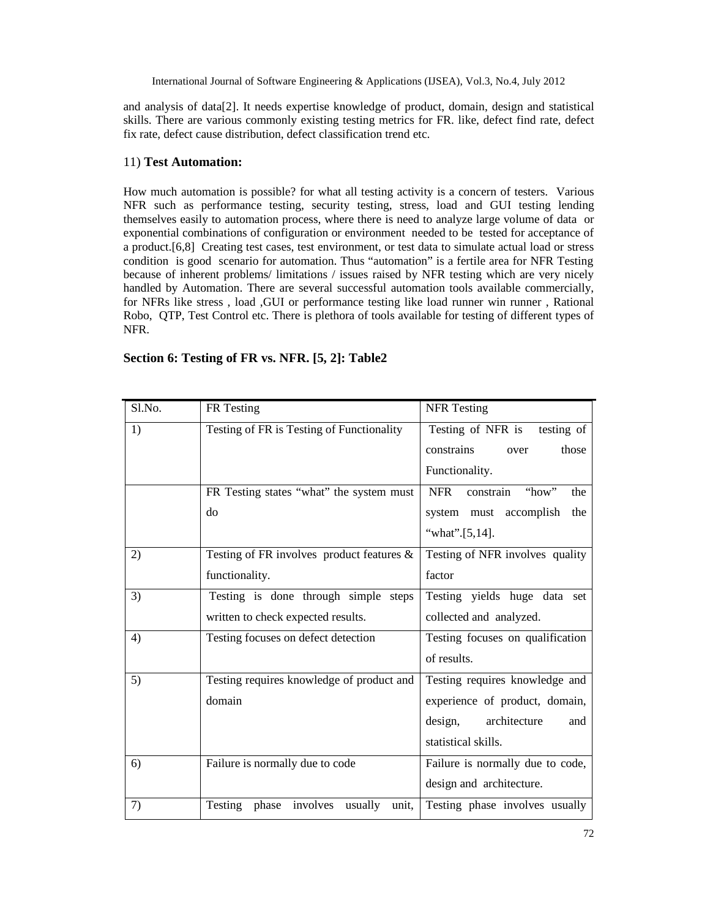and analysis of data[2]. It needs expertise knowledge of product, domain, design and statistical skills. There are various commonly existing testing metrics for FR. like, defect find rate, defect fix rate, defect cause distribution, defect classification trend etc.

### 11) **Test Automation:**

How much automation is possible? for what all testing activity is a concern of testers. Various NFR such as performance testing, security testing, stress, load and GUI testing lending themselves easily to automation process, where there is need to analyze large volume of data or exponential combinations of configuration or environment needed to be tested for acceptance of a product.[6,8] Creating test cases, test environment, or test data to simulate actual load or stress condition is good scenario for automation. Thus "automation" is a fertile area for NFR Testing because of inherent problems/ limitations / issues raised by NFR testing which are very nicely handled by Automation. There are several successful automation tools available commercially, for NFRs like stress , load ,GUI or performance testing like load runner win runner , Rational Robo, QTP, Test Control etc. There is plethora of tools available for testing of different types of NFR.

## Section 6: Testing of FR vs. NFR. [5, 2]: Table2

| Sl.No. | FR Testing | NFR Testing |
|---|---|---|
| 1) | Testing of FR is Testing of Functionality | Testing of NFR is testing of constrains over those Functionality. |
| | FR Testing states "what" the system must do | NFR constrain "how" the system must accomplish the "what".[5,14]. |
| 2) | Testing of FR involves product features & functionality. | Testing of NFR involves quality factor |
| 3) | Testing is done through simple steps written to check expected results. | Testing yields huge data set collected and analyzed. |
| 4) | Testing focuses on defect detection | Testing focuses on qualification of results. |
| 5) | Testing requires knowledge of product and domain | Testing requires knowledge and experience of product, domain, design, architecture and statistical skills. |
| 6) | Failure is normally due to code | Failure is normally due to code, design and architecture. |
| 7) | Testing phase involves usually unit, | Testing phase involves usually |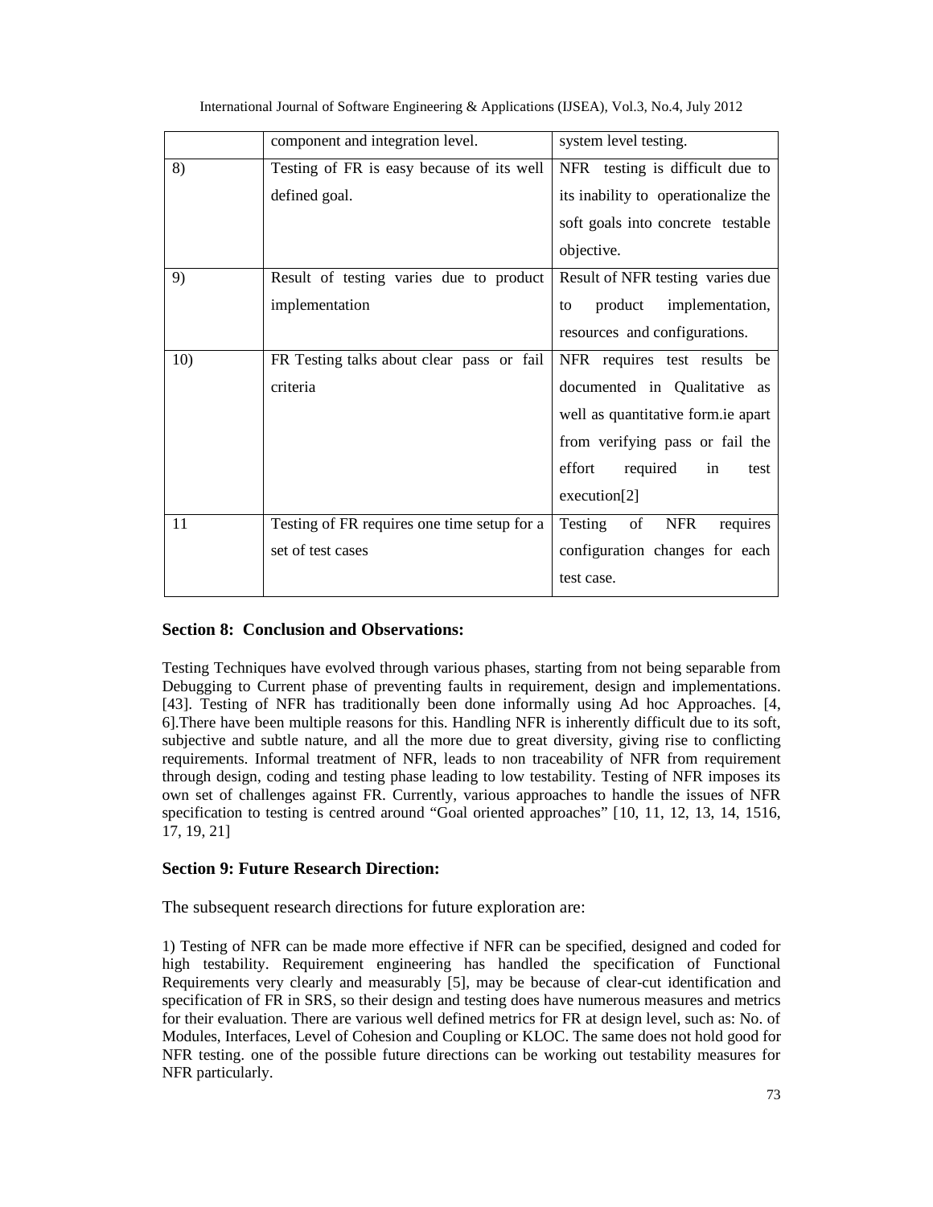|  | component and integration level. | system level testing. |
|---|---|---|
| 8) | Testing of FR is easy because of its well defined goal. | NFR testing is difficult due to its inability to operationalize the soft goals into concrete testable objective. |
| 9) | Result of testing varies due to product implementation | Result of NFR testing varies due to product implementation, resources and configurations. |
| 10) | FR Testing talks about clear pass or fail criteria | NFR requires test results be documented in Qualitative as well as quantitative form.ie apart from verifying pass or fail the effort required in test execution[2] |
| 11 | Testing of FR requires one time setup for a set of test cases | Testing of NFR requires configuration changes for each test case. |

### Section 8: Conclusion and Observations:

Testing Techniques have evolved through various phases, starting from not being separable from Debugging to Current phase of preventing faults in requirement, design and implementations. [43]. Testing of NFR has traditionally been done informally using Ad hoc Approaches. [4, 6].There have been multiple reasons for this. Handling NFR is inherently difficult due to its soft, subjective and subtle nature, and all the more due to great diversity, giving rise to conflicting requirements. Informal treatment of NFR, leads to non traceability of NFR from requirement through design, coding and testing phase leading to low testability. Testing of NFR imposes its own set of challenges against FR. Currently, various approaches to handle the issues of NFR specification to testing is centred around "Goal oriented approaches" [10, 11, 12, 13, 14, 1516, 17, 19, 21]

### Section 9: Future Research Direction:

The subsequent research directions for future exploration are:

1) Testing of NFR can be made more effective if NFR can be specified, designed and coded for high testability. Requirement engineering has handled the specification of Functional Requirements very clearly and measurably [5], may be because of clear-cut identification and specification of FR in SRS, so their design and testing does have numerous measures and metrics for their evaluation. There are various well defined metrics for FR at design level, such as: No. of Modules, Interfaces, Level of Cohesion and Coupling or KLOC. The same does not hold good for NFR testing. one of the possible future directions can be working out testability measures for NFR particularly.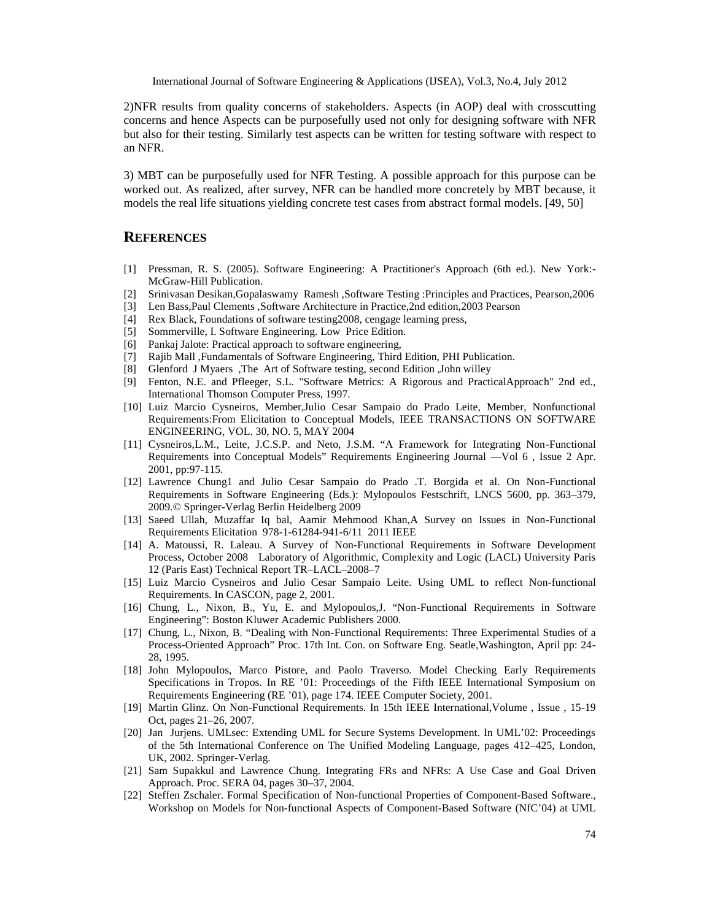2)NFR results from quality concerns of stakeholders. Aspects (in AOP) deal with crosscutting concerns and hence Aspects can be purposefully used not only for designing software with NFR but also for their testing. Similarly test aspects can be written for testing software with respect to an NFR.

3) MBT can be purposefully used for NFR Testing. A possible approach for this purpose can be worked out. As realized, after survey, NFR can be handled more concretely by MBT because, it models the real life situations yielding concrete test cases from abstract formal models. [49, 50]

## REFERENCES

[1] Pressman, R. S. (2005). Software Engineering: A Practitioner's Approach (6th ed.). New York:- McGraw-Hill Publication.

[2] Srinivasan Desikan,Gopalaswamy Ramesh ,Software Testing :Principles and Practices, Pearson,2006

[3] Len Bass,Paul Clements ,Software Architecture in Practice,2nd edition,2003 Pearson

[4] Rex Black, Foundations of software testing2008, cengage learning press,

[5] Sommerville, I. Software Engineering. Low Price Edition.

[6] Pankaj Jalote: Practical approach to software engineering,

[7] Rajib Mall ,Fundamentals of Software Engineering, Third Edition, PHI Publication.

[8] Glenford J Myaers ,The Art of Software testing, second Edition ,John willey

[9] Fenton, N.E. and Pfleeger, S.L. "Software Metrics: A Rigorous and PracticalApproach" 2nd ed., International Thomson Computer Press, 1997.

[10] Luiz Marcio Cysneiros, Member,Julio Cesar Sampaio do Prado Leite, Member, Nonfunctional Requirements:From Elicitation to Conceptual Models, IEEE TRANSACTIONS ON SOFTWARE ENGINEERING, VOL. 30, NO. 5, MAY 2004

[11] Cysneiros,L.M., Leite, J.C.S.P. and Neto, J.S.M. "A Framework for Integrating Non-Functional Requirements into Conceptual Models" Requirements Engineering Journal —Vol 6 , Issue 2 Apr. 2001, pp:97-115.

[12] Lawrence Chung1 and Julio Cesar Sampaio do Prado .T. Borgida et al. On Non-Functional Requirements in Software Engineering (Eds.): Mylopoulos Festschrift, LNCS 5600, pp. 363–379, 2009.© Springer-Verlag Berlin Heidelberg 2009

[13] Saeed Ullah, Muzaffar Iq bal, Aamir Mehmood Khan,A Survey on Issues in Non-Functional Requirements Elicitation 978-1-61284-941-6/11 2011 IEEE

[14] A. Matoussi, R. Laleau. A Survey of Non-Functional Requirements in Software Development Process, October 2008 Laboratory of Algorithmic, Complexity and Logic (LACL) University Paris 12 (Paris East) Technical Report TR–LACL–2008–7

[15] Luiz Marcio Cysneiros and Julio Cesar Sampaio Leite. Using UML to reflect Non-functional Requirements. In CASCON, page 2, 2001.

[16] Chung, L., Nixon, B., Yu, E. and Mylopoulos,J. "Non-Functional Requirements in Software Engineering": Boston Kluwer Academic Publishers 2000.

[17] Chung, L., Nixon, B. "Dealing with Non-Functional Requirements: Three Experimental Studies of a Process-Oriented Approach" Proc. 17th Int. Con. on Software Eng. Seatle,Washington, April pp: 24-28, 1995.

[18] John Mylopoulos, Marco Pistore, and Paolo Traverso. Model Checking Early Requirements Specifications in Tropos. In RE '01: Proceedings of the Fifth IEEE International Symposium on Requirements Engineering (RE '01), page 174. IEEE Computer Society, 2001.

[19] Martin Glinz. On Non-Functional Requirements. In 15th IEEE International,Volume , Issue , 15-19 Oct, pages 21–26, 2007.

[20] Jan Jurjens. UMLsec: Extending UML for Secure Systems Development. In UML'02: Proceedings of the 5th International Conference on The Unified Modeling Language, pages 412–425, London, UK, 2002. Springer-Verlag.

[21] Sam Supakkul and Lawrence Chung. Integrating FRs and NFRs: A Use Case and Goal Driven Approach. Proc. SERA 04, pages 30–37, 2004.

[22] Steffen Zschaler. Formal Specification of Non-functional Properties of Component-Based Software., Workshop on Models for Non-functional Aspects of Component-Based Software (NfC'04) at UML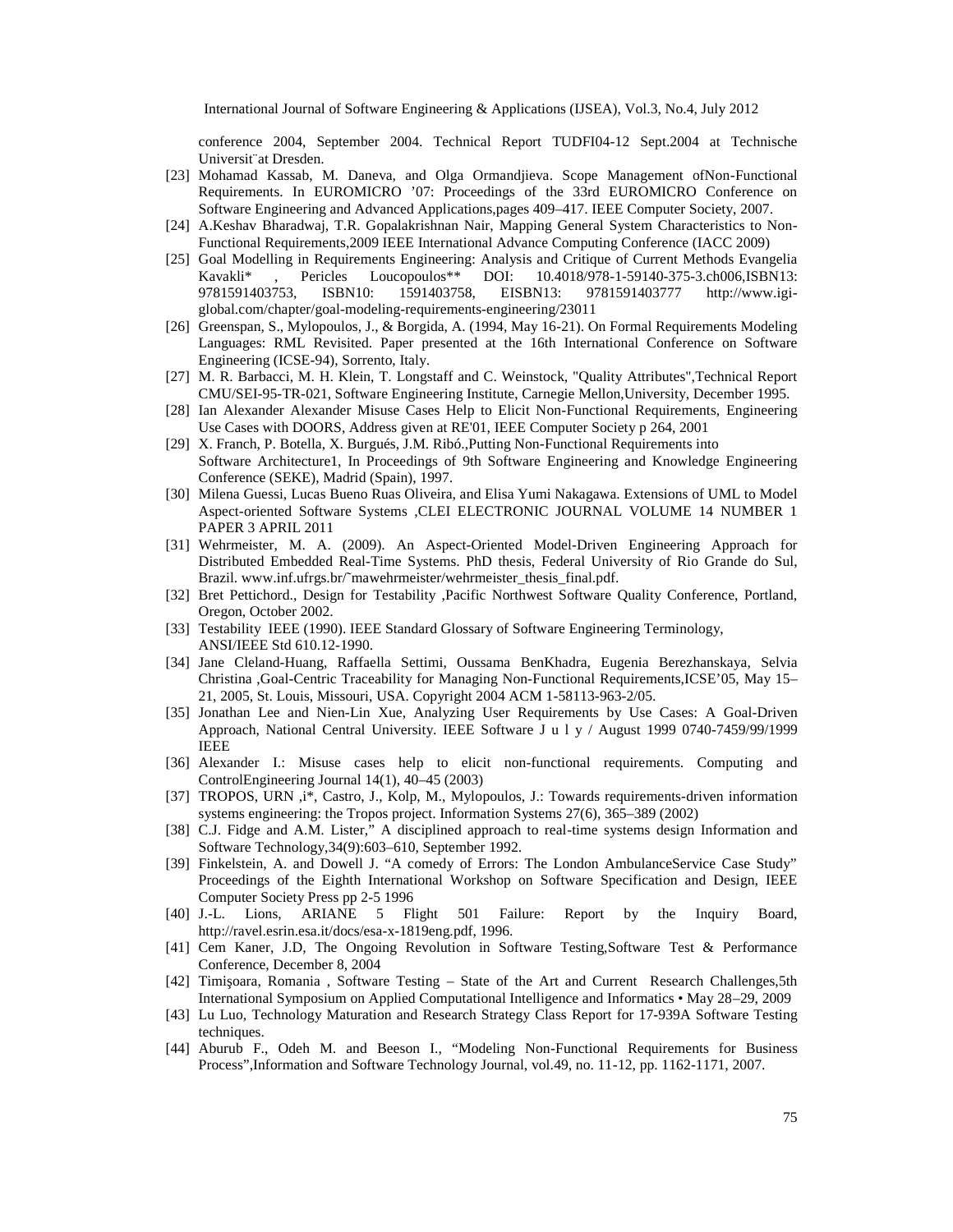conference 2004, September 2004. Technical Report TUDFI04-12 Sept.2004 at Technische Universit¨at Dresden.

[23] Mohamad Kassab, M. Daneva, and Olga Ormandjieva. Scope Management ofNon-Functional Requirements. In EUROMICRO '07: Proceedings of the 33rd EUROMICRO Conference on Software Engineering and Advanced Applications,pages 409–417. IEEE Computer Society, 2007.

[24] A.Keshav Bharadwaj, T.R. Gopalakrishnan Nair, Mapping General System Characteristics to Non-Functional Requirements,2009 IEEE International Advance Computing Conference (IACC 2009)

[25] Goal Modelling in Requirements Engineering: Analysis and Critique of Current Methods Evangelia Kavakli* , Pericles Loucopoulos** DOI: 10.4018/978-1-59140-375-3.ch006,ISBN13: 9781591403753, ISBN10: 1591403758, EISBN13: 9781591403777 http://www.igi-global.com/chapter/goal-modeling-requirements-engineering/23011

[26] Greenspan, S., Mylopoulos, J., & Borgida, A. (1994, May 16-21). On Formal Requirements Modeling Languages: RML Revisited. Paper presented at the 16th International Conference on Software Engineering (ICSE-94), Sorrento, Italy.

[27] M. R. Barbacci, M. H. Klein, T. Longstaff and C. Weinstock, "Quality Attributes",Technical Report CMU/SEI-95-TR-021, Software Engineering Institute, Carnegie Mellon,University, December 1995.

[28] Ian Alexander Alexander Misuse Cases Help to Elicit Non-Functional Requirements, Engineering Use Cases with DOORS, Address given at RE'01, IEEE Computer Society p 264, 2001

[29] X. Franch, P. Botella, X. Burgués, J.M. Ribó.,Putting Non-Functional Requirements into Software Architecture1, In Proceedings of 9th Software Engineering and Knowledge Engineering Conference (SEKE), Madrid (Spain), 1997.

[30] Milena Guessi, Lucas Bueno Ruas Oliveira, and Elisa Yumi Nakagawa. Extensions of UML to Model Aspect-oriented Software Systems ,CLEI ELECTRONIC JOURNAL VOLUME 14 NUMBER 1 PAPER 3 APRIL 2011

[31] Wehrmeister, M. A. (2009). An Aspect-Oriented Model-Driven Engineering Approach for Distributed Embedded Real-Time Systems. PhD thesis, Federal University of Rio Grande do Sul, Brazil. www.inf.ufrgs.br/˜mawehrmeister/wehrmeister_thesis_final.pdf.

[32] Bret Pettichord., Design for Testability ,Pacific Northwest Software Quality Conference, Portland, Oregon, October 2002.

[33] Testability IEEE (1990). IEEE Standard Glossary of Software Engineering Terminology, ANSI/IEEE Std 610.12-1990.

[34] Jane Cleland-Huang, Raffaella Settimi, Oussama BenKhadra, Eugenia Berezhanskaya, Selvia Christina ,Goal-Centric Traceability for Managing Non-Functional Requirements,ICSE'05, May 15–21, 2005, St. Louis, Missouri, USA. Copyright 2004 ACM 1-58113-963-2/05.

[35] Jonathan Lee and Nien-Lin Xue, Analyzing User Requirements by Use Cases: A Goal-Driven Approach, National Central University. IEEE Software J u l y / August 1999 0740-7459/99/1999 IEEE

[36] Alexander I.: Misuse cases help to elicit non-functional requirements. Computing and ControlEngineering Journal 14(1), 40–45 (2003)

[37] TROPOS, URN ,i*, Castro, J., Kolp, M., Mylopoulos, J.: Towards requirements-driven information systems engineering: the Tropos project. Information Systems 27(6), 365–389 (2002)

[38] C.J. Fidge and A.M. Lister," A disciplined approach to real-time systems design Information and Software Technology,34(9):603–610, September 1992.

[39] Finkelstein, A. and Dowell J. "A comedy of Errors: The London AmbulanceService Case Study" Proceedings of the Eighth International Workshop on Software Specification and Design, IEEE Computer Society Press pp 2-5 1996

[40] J.-L. Lions, ARIANE 5 Flight 501 Failure: Report by the Inquiry Board, http://ravel.esrin.esa.it/docs/esa-x-1819eng.pdf, 1996.

[41] Cem Kaner, J.D, The Ongoing Revolution in Software Testing,Software Test & Performance Conference, December 8, 2004

[42] Timişoara, Romania , Software Testing – State of the Art and Current Research Challenges,5th International Symposium on Applied Computational Intelligence and Informatics • May 28–29, 2009

[43] Lu Luo, Technology Maturation and Research Strategy Class Report for 17-939A Software Testing techniques.

[44] Aburub F., Odeh M. and Beeson I., "Modeling Non-Functional Requirements for Business Process",Information and Software Technology Journal, vol.49, no. 11-12, pp. 1162-1171, 2007.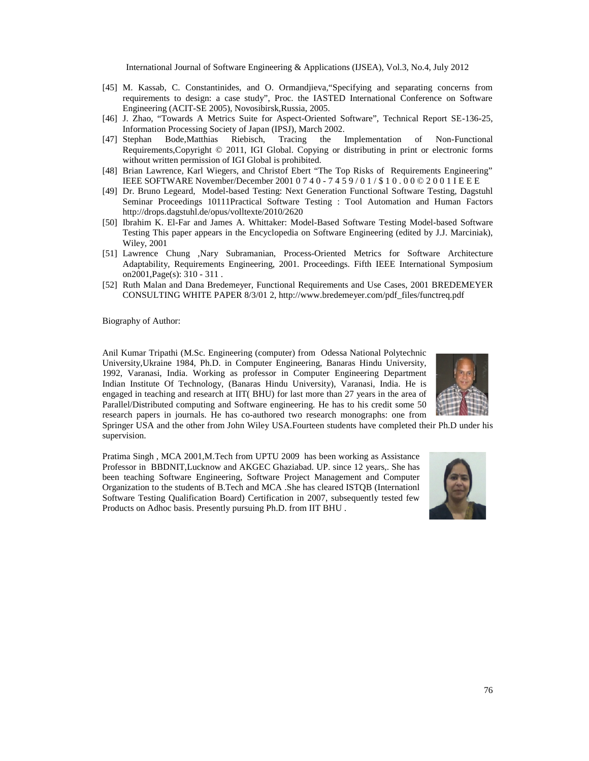[45] M. Kassab, C. Constantinides, and O. Ormandjieva,"Specifying and separating concerns from requirements to design: a case study", Proc. the IASTED International Conference on Software Engineering (ACIT-SE 2005), Novosibirsk,Russia, 2005.

[46] J. Zhao, "Towards A Metrics Suite for Aspect-Oriented Software", Technical Report SE-136-25, Information Processing Society of Japan (IPSJ), March 2002.

[47] Stephan Bode,Matthias Riebisch, Tracing the Implementation of Non-Functional Requirements,Copyright © 2011, IGI Global. Copying or distributing in print or electronic forms without written permission of IGI Global is prohibited.

[48] Brian Lawrence, Karl Wiegers, and Christof Ebert "The Top Risks of Requirements Engineering" IEEE SOFTWARE November/December 2001 0 7 4 0 - 7 4 5 9 / 0 1 / $ 1 0 . 0 0 © 2 0 0 1 I E E E

[49] Dr. Bruno Legeard, Model-based Testing: Next Generation Functional Software Testing, Dagstuhl Seminar Proceedings 10111Practical Software Testing : Tool Automation and Human Factors http://drops.dagstuhl.de/opus/volltexte/2010/2620

[50] Ibrahim K. El-Far and James A. Whittaker: Model-Based Software Testing Model-based Software Testing This paper appears in the Encyclopedia on Software Engineering (edited by J.J. Marciniak), Wiley, 2001

[51] Lawrence Chung ,Nary Subramanian, Process-Oriented Metrics for Software Architecture Adaptability, Requirements Engineering, 2001. Proceedings. Fifth IEEE International Symposium on2001,Page(s): 310 - 311 .

[52] Ruth Malan and Dana Bredemeyer, Functional Requirements and Use Cases, 2001 BREDEMEYER CONSULTING WHITE PAPER 8/3/01 2, http://www.bredemeyer.com/pdf_files/functreq.pdf

Biography of Author:

Anil Kumar Tripathi (M.Sc. Engineering (computer) from Odessa National Polytechnic University,Ukraine 1984, Ph.D. in Computer Engineering, Banaras Hindu University, 1992, Varanasi, India. Working as professor in Computer Engineering Department Indian Institute Of Technology, (Banaras Hindu University), Varanasi, India. He is engaged in teaching and research at IIT( BHU) for last more than 27 years in the area of Parallel/Distributed computing and Software engineering. He has to his credit some 50 research papers in journals. He has co-authored two research monographs: one from Springer USA and the other from John Wiley USA.Fourteen students have completed their Ph.D under his supervision.

Pratima Singh , MCA 2001,M.Tech from UPTU 2009 has been working as Assistance Professor in BBDNIT,Lucknow and AKGEC Ghaziabad. UP. since 12 years,. She has been teaching Software Engineering, Software Project Management and Computer Organization to the students of B.Tech and MCA .She has cleared ISTQB (Internationl Software Testing Qualification Board) Certification in 2007, subsequently tested few Products on Adhoc basis. Presently pursuing Ph.D. from IIT BHU .